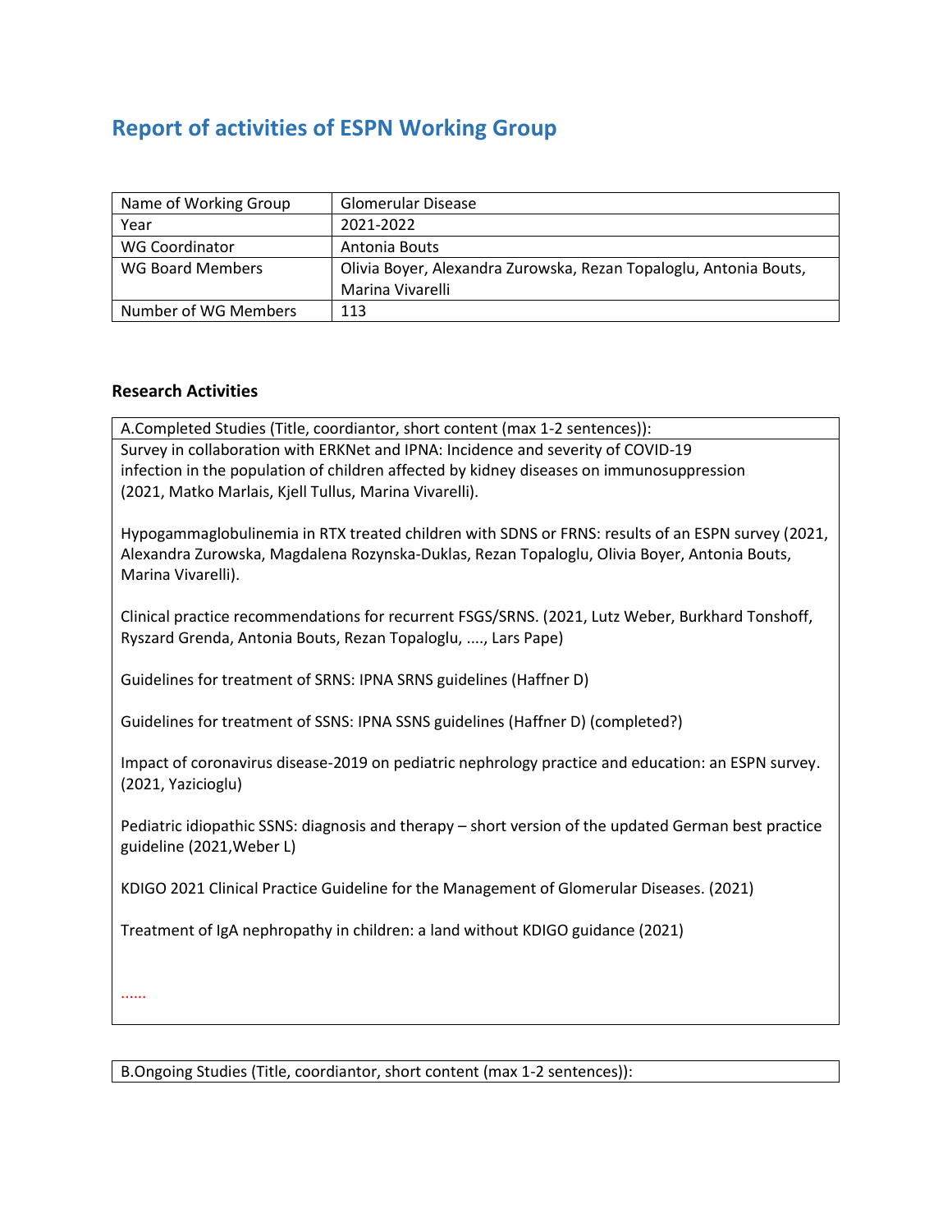# Report of activities of ESPN Working Group

| Name of Working Group | Glomerular Disease |
|---|---|
| Year | 2021-2022 |
| WG Coordinator | Antonia Bouts |
| WG Board Members | Olivia Boyer, Alexandra Zurowska, Rezan Topaloglu, Antonia Bouts, Marina Vivarelli |
| Number of WG Members | 113 |

### Research Activities

| A.Completed Studies (Title, coordiantor, short content (max 1-2 sentences)): |
|---|
| Survey in collaboration with ERKNet and IPNA: Incidence and severity of COVID-19 infection in the population of children affected by kidney diseases on immunosuppression (2021, Matko Marlais, Kjell Tullus, Marina Vivarelli).<br><br>Hypogammaglobulinemia in RTX treated children with SDNS or FRNS: results of an ESPN survey (2021, Alexandra Zurowska, Magdalena Rozynska-Duklas, Rezan Topaloglu, Olivia Boyer, Antonia Bouts, Marina Vivarelli).<br><br>Clinical practice recommendations for recurrent FSGS/SRNS. (2021, Lutz Weber, Burkhard Tonshoff, Ryszard Grenda, Antonia Bouts, Rezan Topaloglu, ...., Lars Pape)<br><br>Guidelines for treatment of SRNS: IPNA SRNS guidelines (Haffner D)<br><br>Guidelines for treatment of SSNS: IPNA SSNS guidelines (Haffner D) (completed?)<br><br>Impact of coronavirus disease-2019 on pediatric nephrology practice and education: an ESPN survey. (2021, Yazicioglu)<br><br>Pediatric idiopathic SSNS: diagnosis and therapy – short version of the updated German best practice guideline (2021,Weber L)<br><br>KDIGO 2021 Clinical Practice Guideline for the Management of Glomerular Diseases. (2021)<br><br>Treatment of IgA nephropathy in children: a land without KDIGO guidance (2021)<br><br>...... |

| B.Ongoing Studies (Title, coordiantor, short content (max 1-2 sentences)): |
|---|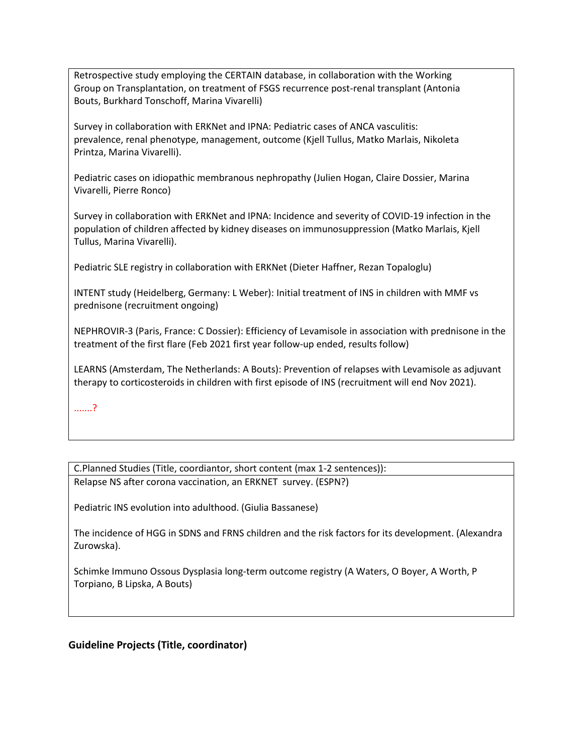Retrospective study employing the CERTAIN database, in collaboration with the Working Group on Transplantation, on treatment of FSGS recurrence post-renal transplant (Antonia Bouts, Burkhard Tonschoff, Marina Vivarelli)

Survey in collaboration with ERKNet and IPNA: Pediatric cases of ANCA vasculitis: prevalence, renal phenotype, management, outcome (Kjell Tullus, Matko Marlais, Nikoleta Printza, Marina Vivarelli).

Pediatric cases on idiopathic membranous nephropathy (Julien Hogan, Claire Dossier, Marina Vivarelli, Pierre Ronco)

Survey in collaboration with ERKNet and IPNA: Incidence and severity of COVID-19 infection in the population of children affected by kidney diseases on immunosuppression (Matko Marlais, Kjell Tullus, Marina Vivarelli).

Pediatric SLE registry in collaboration with ERKNet (Dieter Haffner, Rezan Topaloglu)

INTENT study (Heidelberg, Germany: L Weber): Initial treatment of INS in children with MMF vs prednisone (recruitment ongoing)

NEPHROVIR-3 (Paris, France: C Dossier): Efficiency of Levamisole in association with prednisone in the treatment of the first flare (Feb 2021 first year follow-up ended, results follow)

LEARNS (Amsterdam, The Netherlands: A Bouts): Prevention of relapses with Levamisole as adjuvant therapy to corticosteroids in children with first episode of INS (recruitment will end Nov 2021).

.......?

C.Planned Studies (Title, coordiantor, short content (max 1-2 sentences)):

Relapse NS after corona vaccination, an ERKNET survey. (ESPN?)

Pediatric INS evolution into adulthood. (Giulia Bassanese)

The incidence of HGG in SDNS and FRNS children and the risk factors for its development. (Alexandra Zurowska).

Schimke Immuno Ossous Dysplasia long-term outcome registry (A Waters, O Boyer, A Worth, P Torpiano, B Lipska, A Bouts)

**Guideline Projects (Title, coordinator)**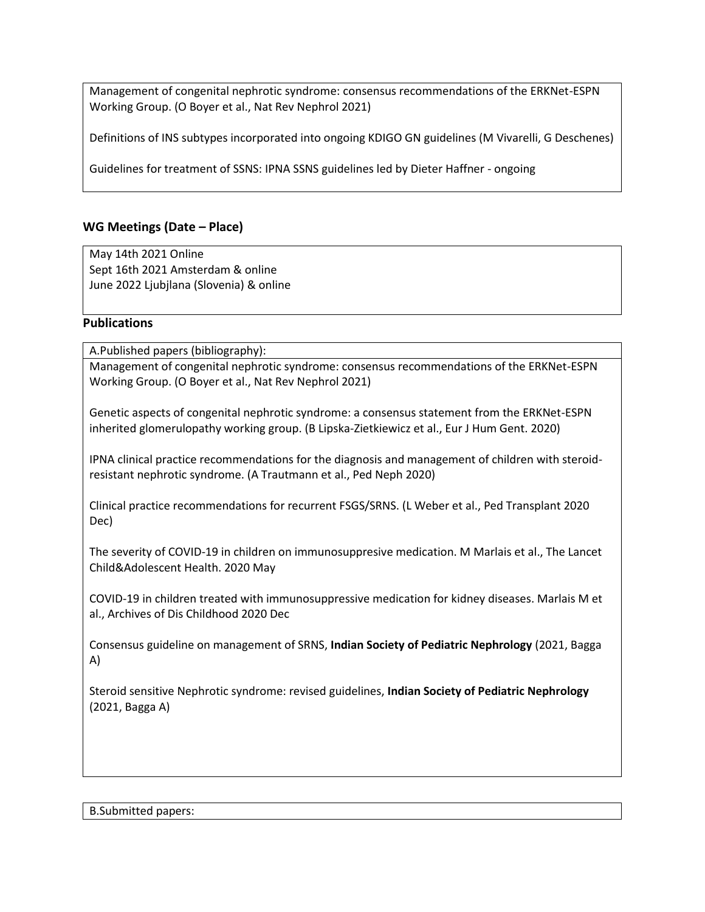Management of congenital nephrotic syndrome: consensus recommendations of the ERKNet-ESPN Working Group. (O Boyer et al., Nat Rev Nephrol 2021)

Definitions of INS subtypes incorporated into ongoing KDIGO GN guidelines (M Vivarelli, G Deschenes)

Guidelines for treatment of SSNS: IPNA SSNS guidelines led by Dieter Haffner - ongoing

### WG Meetings (Date – Place)

May 14th 2021 Online
Sept 16th 2021 Amsterdam & online
June 2022 Ljubjlana (Slovenia) & online

### Publications

A.Published papers (bibliography):

Management of congenital nephrotic syndrome: consensus recommendations of the ERKNet-ESPN Working Group. (O Boyer et al., Nat Rev Nephrol 2021)

Genetic aspects of congenital nephrotic syndrome: a consensus statement from the ERKNet-ESPN inherited glomerulopathy working group. (B Lipska-Zietkiewicz et al., Eur J Hum Gent. 2020)

IPNA clinical practice recommendations for the diagnosis and management of children with steroid-resistant nephrotic syndrome. (A Trautmann et al., Ped Neph 2020)

Clinical practice recommendations for recurrent FSGS/SRNS. (L Weber et al., Ped Transplant 2020 Dec)

The severity of COVID-19 in children on immunosuppresive medication. M Marlais et al., The Lancet Child&Adolescent Health. 2020 May

COVID-19 in children treated with immunosuppressive medication for kidney diseases. Marlais M et al., Archives of Dis Childhood 2020 Dec

Consensus guideline on management of SRNS, **Indian Society of Pediatric Nephrology** (2021, Bagga A)

Steroid sensitive Nephrotic syndrome: revised guidelines, **Indian Society of Pediatric Nephrology** (2021, Bagga A)

B.Submitted papers: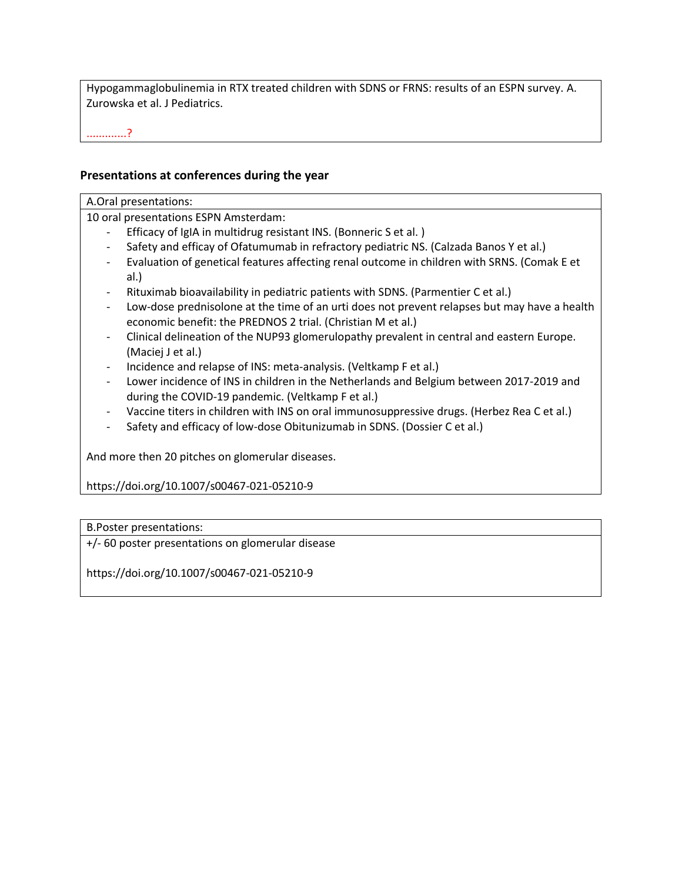Hypogammaglobulinemia in RTX treated children with SDNS or FRNS: results of an ESPN survey. A. Zurowska et al. J Pediatrics.

………….?

### Presentations at conferences during the year

A.Oral presentations:

10 oral presentations ESPN Amsterdam:

- Efficacy of IgIA in multidrug resistant INS. (Bonneric S et al. )
- Safety and efficay of Ofatumumab in refractory pediatric NS. (Calzada Banos Y et al.)
- Evaluation of genetical features affecting renal outcome in children with SRNS. (Comak E et al.)
- Rituximab bioavailability in pediatric patients with SDNS. (Parmentier C et al.)
- Low-dose prednisolone at the time of an urti does not prevent relapses but may have a health economic benefit: the PREDNOS 2 trial. (Christian M et al.)
- Clinical delineation of the NUP93 glomerulopathy prevalent in central and eastern Europe. (Maciej J et al.)
- Incidence and relapse of INS: meta-analysis. (Veltkamp F et al.)
- Lower incidence of INS in children in the Netherlands and Belgium between 2017-2019 and during the COVID-19 pandemic. (Veltkamp F et al.)
- Vaccine titers in children with INS on oral immunosuppressive drugs. (Herbez Rea C et al.)
- Safety and efficay of low-dose Obitunizumab in SDNS. (Dossier C et al.)

And more then 20 pitches on glomerular diseases.

https://doi.org/10.1007/s00467-021-05210-9

B.Poster presentations:

+/- 60 poster presentations on glomerular disease

https://doi.org/10.1007/s00467-021-05210-9